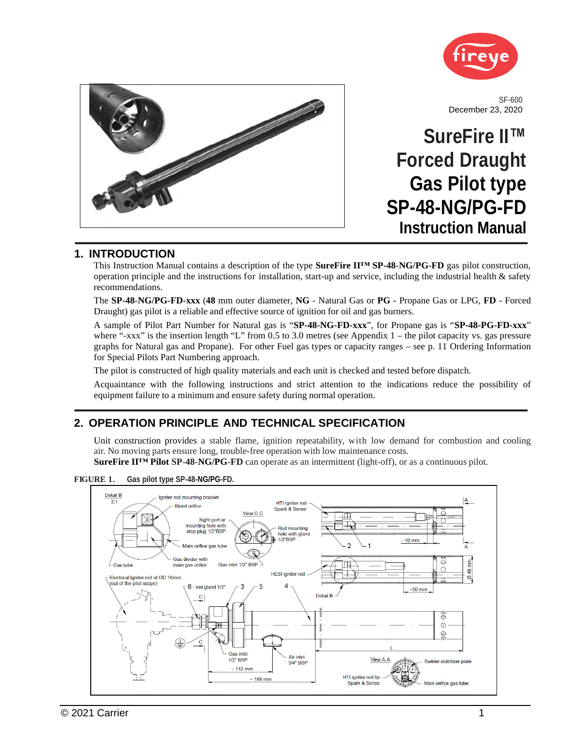SF-600
December 23, 2020

# SureFire II™ Forced Draught Gas Pilot type SP-48-NG/PG-FD Instruction Manual

## 1. INTRODUCTION

This Instruction Manual contains a description of the type **SureFire II™ SP-48-NG/PG-FD** gas pilot construction, operation principle and the instructions for installation, start-up and service, including the industrial health & safety recommendations.

The **SP-48-NG/PG-FD-xxx** (**48** mm outer diameter, **NG** - Natural Gas or **PG** - Propane Gas or LPG, **FD** - Forced Draught) gas pilot is a reliable and effective source of ignition for oil and gas burners.

A sample of Pilot Part Number for Natural gas is "**SP-48-NG-FD-xxx**", for Propane gas is "**SP-48-PG-FD-xxx**" where "-xxx" is the insertion length "L" from 0.5 to 3.0 metres (see Appendix 1 – the pilot capacity vs. gas pressure graphs for Natural gas and Propane). For other Fuel gas types or capacity ranges – see p. 11 Ordering Information for Special Pilots Part Numbering approach.

The pilot is constructed of high quality materials and each unit is checked and tested before dispatch.

Acquaintance with the following instructions and strict attention to the indications reduce the possibility of equipment failure to a minimum and ensure safety during normal operation.

## 2. OPERATION PRINCIPLE AND TECHNICAL SPECIFICATION

Unit construction provides a stable flame, ignition repeatability, with low demand for combustion and cooling air. No moving parts ensure long, trouble-free operation with low maintenance costs.
**SureFire II™ Pilot SP-48-NG/PG-FD** can operate as an intermittent (light-off), or as a continuous pilot.

**FIGURE 1. Gas pilot type SP-48-NG/PG-FD.**

© 2021 Carrier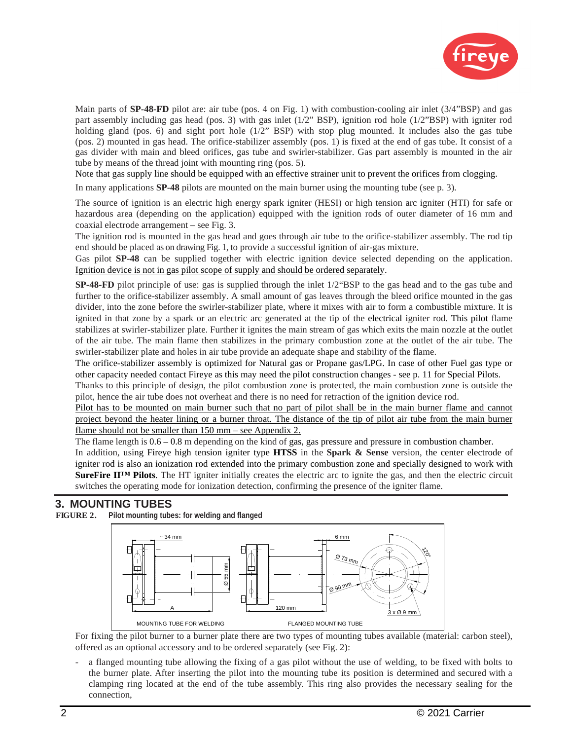Main parts of **SP-48-FD** pilot are: air tube (pos. 4 on Fig. 1) with combustion-cooling air inlet (3/4"BSP) and gas part assembly including gas head (pos. 3) with gas inlet (1/2" BSP), ignition rod hole (1/2"BSP) with igniter rod holding gland (pos. 6) and sight port hole (1/2" BSP) with stop plug mounted. It includes also the gas tube (pos. 2) mounted in gas head. The orifice-stabilizer assembly (pos. 1) is fixed at the end of gas tube. It consist of a gas divider with main and bleed orifices, gas tube and swirler-stabilizer. Gas part assembly is mounted in the air tube by means of the thread joint with mounting ring (pos. 5).

Note that gas supply line should be equipped with an effective strainer unit to prevent the orifices from clogging.

In many applications **SP-48** pilots are mounted on the main burner using the mounting tube (see p. 3).

The source of ignition is an electric high energy spark igniter (HESI) or high tension arc igniter (HTI) for safe or hazardous area (depending on the application) equipped with the ignition rods of outer diameter of 16 mm and coaxial electrode arrangement – see Fig. 3.

The ignition rod is mounted in the gas head and goes through air tube to the orifice-stabilizer assembly. The rod tip end should be placed as on drawing Fig. 1, to provide a successful ignition of air-gas mixture.

Gas pilot **SP-48** can be supplied together with electric ignition device selected depending on the application. Ignition device is not in gas pilot scope of supply and should be ordered separately.

**SP-48-FD** pilot principle of use: gas is supplied through the inlet 1/2"BSP to the gas head and to the gas tube and further to the orifice-stabilizer assembly. A small amount of gas leaves through the bleed orifice mounted in the gas divider, into the zone before the swirler-stabilizer plate, where it mixes with air to form a combustible mixture. It is ignited in that zone by a spark or an electric arc generated at the tip of the electrical igniter rod. This pilot flame stabilizes at swirler-stabilizer plate. Further it ignites the main stream of gas which exits the main nozzle at the outlet of the air tube. The main flame then stabilizes in the primary combustion zone at the outlet of the air tube. The swirler-stabilizer plate and holes in air tube provide an adequate shape and stability of the flame.

The orifice-stabilizer assembly is optimized for Natural gas or Propane gas/LPG. In case of other Fuel gas type or other capacity needed contact Fireye as this may need the pilot construction changes - see p. 11 for Special Pilots.

Thanks to this principle of design, the pilot combustion zone is protected, the main combustion zone is outside the pilot, hence the air tube does not overheat and there is no need for retraction of the ignition device rod.

Pilot has to be mounted on main burner such that no part of pilot shall be in the main burner flame and cannot project beyond the heater lining or a burner throat. The distance of the tip of pilot air tube from the main burner flame should not be smaller than 150 mm – see Appendix 2.

The flame length is 0.6 – 0.8 m depending on the kind of gas, gas pressure and pressure in combustion chamber.

In addition, using Fireye high tension igniter type **HTSS** in the **Spark & Sense** version, the center electrode of igniter rod is also an ionization rod extended into the primary combustion zone and specially designed to work with **SureFire II™ Pilots**. The HT igniter initially creates the electric arc to ignite the gas, and then the electric circuit switches the operating mode for ionization detection, confirming the presence of the igniter flame.

## 3. MOUNTING TUBES

**FIGURE 2. Pilot mounting tubes: for welding and flanged**

~ 34 mm | Ø 55 mm | A | MOUNTING TUBE FOR WELDING | 6 mm | Ø 73 mm | Ø 90 mm | 120° | 120 mm | 3 x Ø 9 mm | FLANGED MOUNTING TUBE

For fixing the pilot burner to a burner plate there are two types of mounting tubes available (material: carbon steel), offered as an optional accessory and to be ordered separately (see Fig. 2):

- a flanged mounting tube allowing the fixing of a gas pilot without the use of welding, to be fixed with bolts to the burner plate. After inserting the pilot into the mounting tube its position is determined and secured with a clamping ring located at the end of the tube assembly. This ring also provides the necessary sealing for the connection,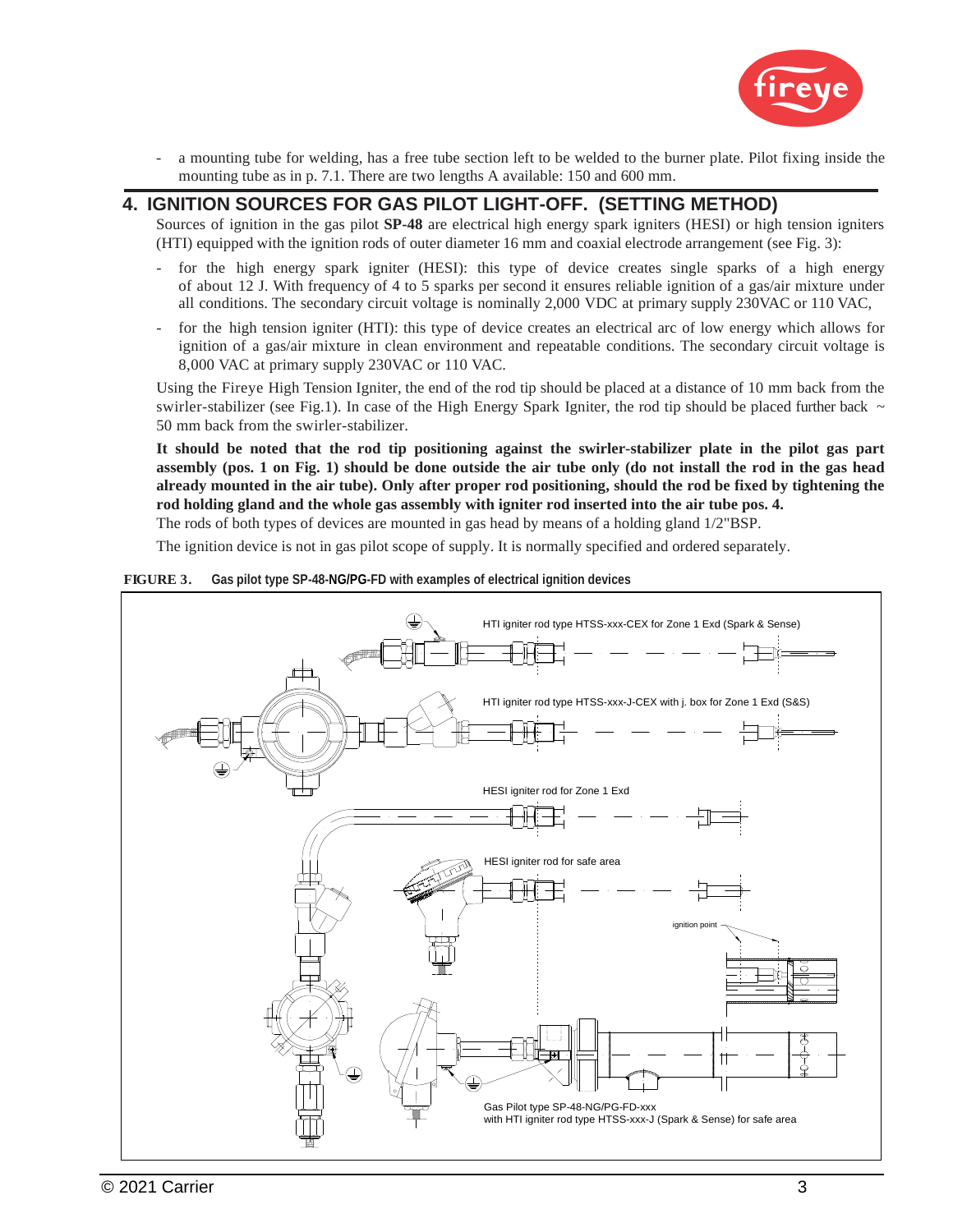- a mounting tube for welding, has a free tube section left to be welded to the burner plate. Pilot fixing inside the mounting tube as in p. 7.1. There are two lengths A available: 150 and 600 mm.

## 4. IGNITION SOURCES FOR GAS PILOT LIGHT-OFF. (SETTING METHOD)

Sources of ignition in the gas pilot **SP-48** are electrical high energy spark igniters (HESI) or high tension igniters (HTI) equipped with the ignition rods of outer diameter 16 mm and coaxial electrode arrangement (see Fig. 3):

- for the high energy spark igniter (HESI): this type of device creates single sparks of a high energy of about 12 J. With frequency of 4 to 5 sparks per second it ensures reliable ignition of a gas/air mixture under all conditions. The secondary circuit voltage is nominally 2,000 VDC at primary supply 230VAC or 110 VAC,
- for the high tension igniter (HTI): this type of device creates an electrical arc of low energy which allows for ignition of a gas/air mixture in clean environment and repeatable conditions. The secondary circuit voltage is 8,000 VAC at primary supply 230VAC or 110 VAC.

Using the Fireye High Tension Igniter, the end of the rod tip should be placed at a distance of 10 mm back from the swirler-stabilizer (see Fig.1). In case of the High Energy Spark Igniter, the rod tip should be placed further back ~ 50 mm back from the swirler-stabilizer.

**It should be noted that the rod tip positioning against the swirler-stabilizer plate in the pilot gas part assembly (pos. 1 on Fig. 1) should be done outside the air tube only (do not install the rod in the gas head already mounted in the air tube). Only after proper rod positioning, should the rod be fixed by tightening the rod holding gland and the whole gas assembly with igniter rod inserted into the air tube pos. 4.**

The rods of both types of devices are mounted in gas head by means of a holding gland 1/2"BSP.

The ignition device is not in gas pilot scope of supply. It is normally specified and ordered separately.

**FIGURE 3. Gas pilot type SP-48-NG/PG-FD with examples of electrical ignition devices**

HTI igniter rod type HTSS-xxx-CEX for Zone 1 Exd (Spark & Sense)

HTI igniter rod type HTSS-xxx-J-CEX with j. box for Zone 1 Exd (S&S)

HESI igniter rod for Zone 1 Exd

HESI igniter rod for safe area

ignition point

Gas Pilot type SP-48-NG/PG-FD-xxx
with HTI igniter rod type HTSS-xxx-J (Spark & Sense) for safe area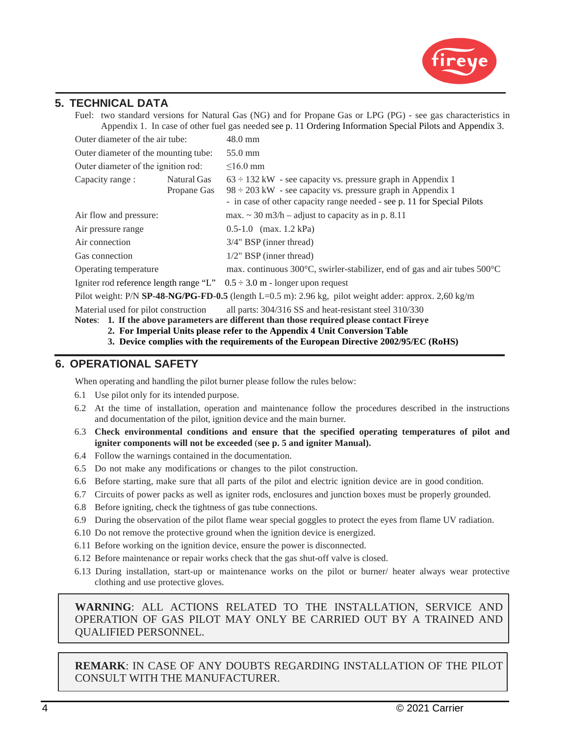## 5. TECHNICAL DATA

Fuel: two standard versions for Natural Gas (NG) and for Propane Gas or LPG (PG) - see gas characteristics in Appendix 1. In case of other fuel gas needed see p. 11 Ordering Information Special Pilots and Appendix 3.

| | | |
|---|---|---|
| Outer diameter of the air tube: | | 48.0 mm |
| Outer diameter of the mounting tube: | | 55.0 mm |
| Outer diameter of the ignition rod: | | ≤16.0 mm |
| Capacity range : | Natural Gas<br>Propane Gas | 63 ÷ 132 kW - see capacity vs. pressure graph in Appendix 1<br>98 ÷ 203 kW - see capacity vs. pressure graph in Appendix 1<br>- in case of other capacity range needed - see p. 11 for Special Pilots |
| Air flow and pressure: | | max. ~ 30 m3/h – adjust to capacity as in p. 8.11 |
| Air pressure range | | 0.5-1.0 (max. 1.2 kPa) |
| Air connection | | 3/4" BSP (inner thread) |
| Gas connection | | 1/2" BSP (inner thread) |
| Operating temperature | | max. continuous 300°C, swirler-stabilizer, end of gas and air tubes 500°C |
| Igniter rod reference length range "L" | | 0.5 ÷ 3.0 m - longer upon request |

Pilot weight: P/N **SP-48-NG/PG-FD-0.5** (length L=0.5 m): 2.96 kg, pilot weight adder: approx. 2,60 kg/m

Material used for pilot construction all parts: 304/316 SS and heat-resistant steel 310/330

**Notes**: **1. If the above parameters are different than those required please contact Fireye**
**2. For Imperial Units please refer to the Appendix 4 Unit Conversion Table**
**3. Device complies with the requirements of the European Directive 2002/95/EC (RoHS)**

## 6. OPERATIONAL SAFETY

When operating and handling the pilot burner please follow the rules below:

6.1 Use pilot only for its intended purpose.

6.2 At the time of installation, operation and maintenance follow the procedures described in the instructions and documentation of the pilot, ignition device and the main burner.

6.3 **Check environmental conditions and ensure that the specified operating temperatures of pilot and igniter components will not be exceeded** (**see p. 5 and igniter Manual).**

6.4 Follow the warnings contained in the documentation.

6.5 Do not make any modifications or changes to the pilot construction.

6.6 Before starting, make sure that all parts of the pilot and electric ignition device are in good condition.

6.7 Circuits of power packs as well as igniter rods, enclosures and junction boxes must be properly grounded.

6.8 Before igniting, check the tightness of gas tube connections.

6.9 During the observation of the pilot flame wear special goggles to protect the eyes from flame UV radiation.

6.10 Do not remove the protective ground when the ignition device is energized.

6.11 Before working on the ignition device, ensure the power is disconnected.

6.12 Before maintenance or repair works check that the gas shut-off valve is closed.

6.13 During installation, start-up or maintenance works on the pilot or burner/ heater always wear protective clothing and use protective gloves.

> **WARNING**: ALL ACTIONS RELATED TO THE INSTALLATION, SERVICE AND OPERATION OF GAS PILOT MAY ONLY BE CARRIED OUT BY A TRAINED AND QUALIFIED PERSONNEL.

> **REMARK**: IN CASE OF ANY DOUBTS REGARDING INSTALLATION OF THE PILOT CONSULT WITH THE MANUFACTURER.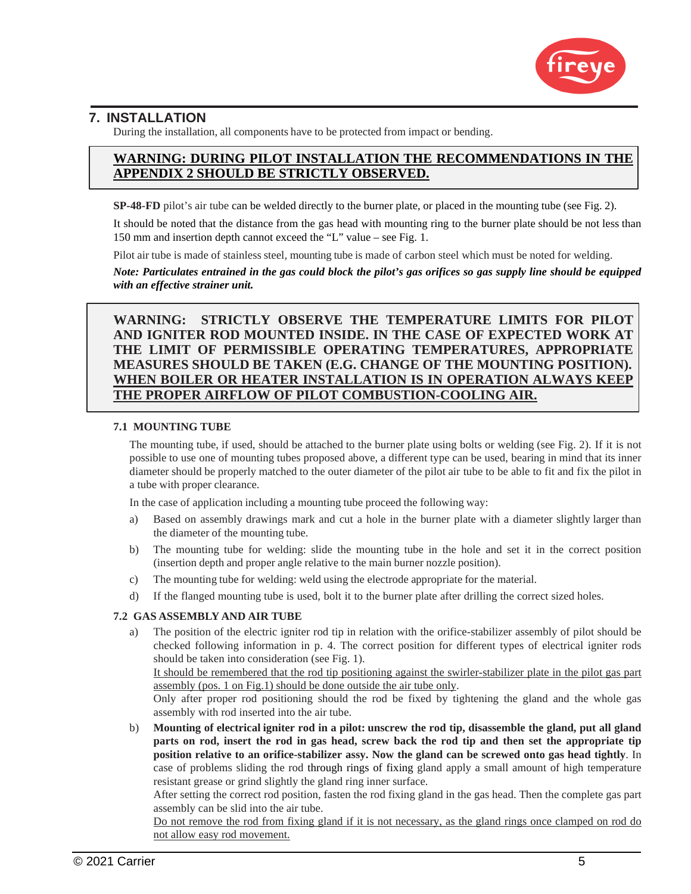## 7. INSTALLATION

During the installation, all components have to be protected from impact or bending.

> **WARNING: DURING PILOT INSTALLATION THE RECOMMENDATIONS IN THE APPENDIX 2 SHOULD BE STRICTLY OBSERVED.**

**SP-48-FD** pilot's air tube can be welded directly to the burner plate, or placed in the mounting tube (see Fig. 2).

It should be noted that the distance from the gas head with mounting ring to the burner plate should be not less than 150 mm and insertion depth cannot exceed the "L" value – see Fig. 1.

Pilot air tube is made of stainless steel, mounting tube is made of carbon steel which must be noted for welding.

***Note: Particulates entrained in the gas could block the pilot's gas orifices so gas supply line should be equipped with an effective strainer unit.***

> **WARNING: STRICTLY OBSERVE THE TEMPERATURE LIMITS FOR PILOT AND IGNITER ROD MOUNTED INSIDE. IN THE CASE OF EXPECTED WORK AT THE LIMIT OF PERMISSIBLE OPERATING TEMPERATURES, APPROPRIATE MEASURES SHOULD BE TAKEN (E.G. CHANGE OF THE MOUNTING POSITION). WHEN BOILER OR HEATER INSTALLATION IS IN OPERATION ALWAYS KEEP THE PROPER AIRFLOW OF PILOT COMBUSTION-COOLING AIR.**

### 7.1 MOUNTING TUBE

The mounting tube, if used, should be attached to the burner plate using bolts or welding (see Fig. 2). If it is not possible to use one of mounting tubes proposed above, a different type can be used, bearing in mind that its inner diameter should be properly matched to the outer diameter of the pilot air tube to be able to fit and fix the pilot in a tube with proper clearance.

In the case of application including a mounting tube proceed the following way:

a) Based on assembly drawings mark and cut a hole in the burner plate with a diameter slightly larger than the diameter of the mounting tube.

b) The mounting tube for welding: slide the mounting tube in the hole and set it in the correct position (insertion depth and proper angle relative to the main burner nozzle position).

c) The mounting tube for welding: weld using the electrode appropriate for the material.

d) If the flanged mounting tube is used, bolt it to the burner plate after drilling the correct sized holes.

### 7.2 GAS ASSEMBLY AND AIR TUBE

a) The position of the electric igniter rod tip in relation with the orifice-stabilizer assembly of pilot should be checked following information in p. 4. The correct position for different types of electrical igniter rods should be taken into consideration (see Fig. 1).
It should be remembered that the rod tip positioning against the swirler-stabilizer plate in the pilot gas part assembly (pos. 1 on Fig.1) should be done outside the air tube only.
Only after proper rod positioning should the rod be fixed by tightening the gland and the whole gas assembly with rod inserted into the air tube.

b) **Mounting of electrical igniter rod in a pilot: unscrew the rod tip, disassemble the gland, put all gland parts on rod, insert the rod in gas head, screw back the rod tip and then set the appropriate tip position relative to an orifice-stabilizer assy. Now the gland can be screwed onto gas head tightly**. In case of problems sliding the rod through rings of fixing gland apply a small amount of high temperature resistant grease or grind slightly the gland ring inner surface.
After setting the correct rod position, fasten the rod fixing gland in the gas head. Then the complete gas part assembly can be slid into the air tube.
Do not remove the rod from fixing gland if it is not necessary, as the gland rings once clamped on rod do not allow easy rod movement.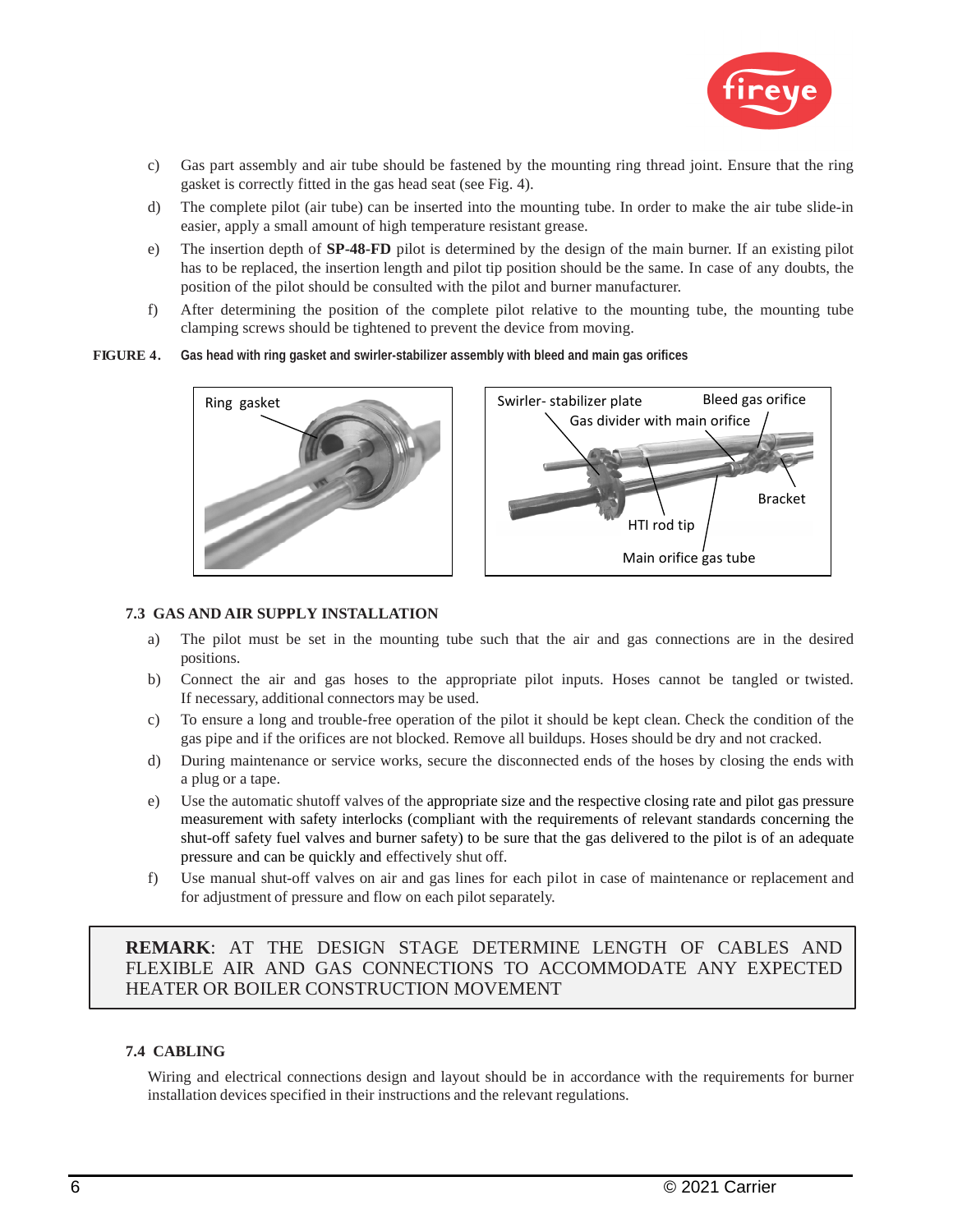c) Gas part assembly and air tube should be fastened by the mounting ring thread joint. Ensure that the ring gasket is correctly fitted in the gas head seat (see Fig. 4).

d) The complete pilot (air tube) can be inserted into the mounting tube. In order to make the air tube slide-in easier, apply a small amount of high temperature resistant grease.

e) The insertion depth of **SP-48-FD** pilot is determined by the design of the main burner. If an existing pilot has to be replaced, the insertion length and pilot tip position should be the same. In case of any doubts, the position of the pilot should be consulted with the pilot and burner manufacturer.

f) After determining the position of the complete pilot relative to the mounting tube, the mounting tube clamping screws should be tightened to prevent the device from moving.

**FIGURE 4.** **Gas head with ring gasket and swirler-stabilizer assembly with bleed and main gas orifices**

Ring gasket

Swirler- stabilizer plate, Bleed gas orifice, Gas divider with main orifice, Bracket, HTI rod tip, Main orifice gas tube

### 7.3 GAS AND AIR SUPPLY INSTALLATION

a) The pilot must be set in the mounting tube such that the air and gas connections are in the desired positions.

b) Connect the air and gas hoses to the appropriate pilot inputs. Hoses cannot be tangled or twisted. If necessary, additional connectors may be used.

c) To ensure a long and trouble-free operation of the pilot it should be kept clean. Check the condition of the gas pipe and if the orifices are not blocked. Remove all buildups. Hoses should be dry and not cracked.

d) During maintenance or service works, secure the disconnected ends of the hoses by closing the ends with a plug or a tape.

e) Use the automatic shutoff valves of the appropriate size and the respective closing rate and pilot gas pressure measurement with safety interlocks (compliant with the requirements of relevant standards concerning the shut-off safety fuel valves and burner safety) to be sure that the gas delivered to the pilot is of an adequate pressure and can be quickly and effectively shut off.

f) Use manual shut-off valves on air and gas lines for each pilot in case of maintenance or replacement and for adjustment of pressure and flow on each pilot separately.

> **REMARK**: AT THE DESIGN STAGE DETERMINE LENGTH OF CABLES AND FLEXIBLE AIR AND GAS CONNECTIONS TO ACCOMMODATE ANY EXPECTED HEATER OR BOILER CONSTRUCTION MOVEMENT

### 7.4 CABLING

Wiring and electrical connections design and layout should be in accordance with the requirements for burner installation devices specified in their instructions and the relevant regulations.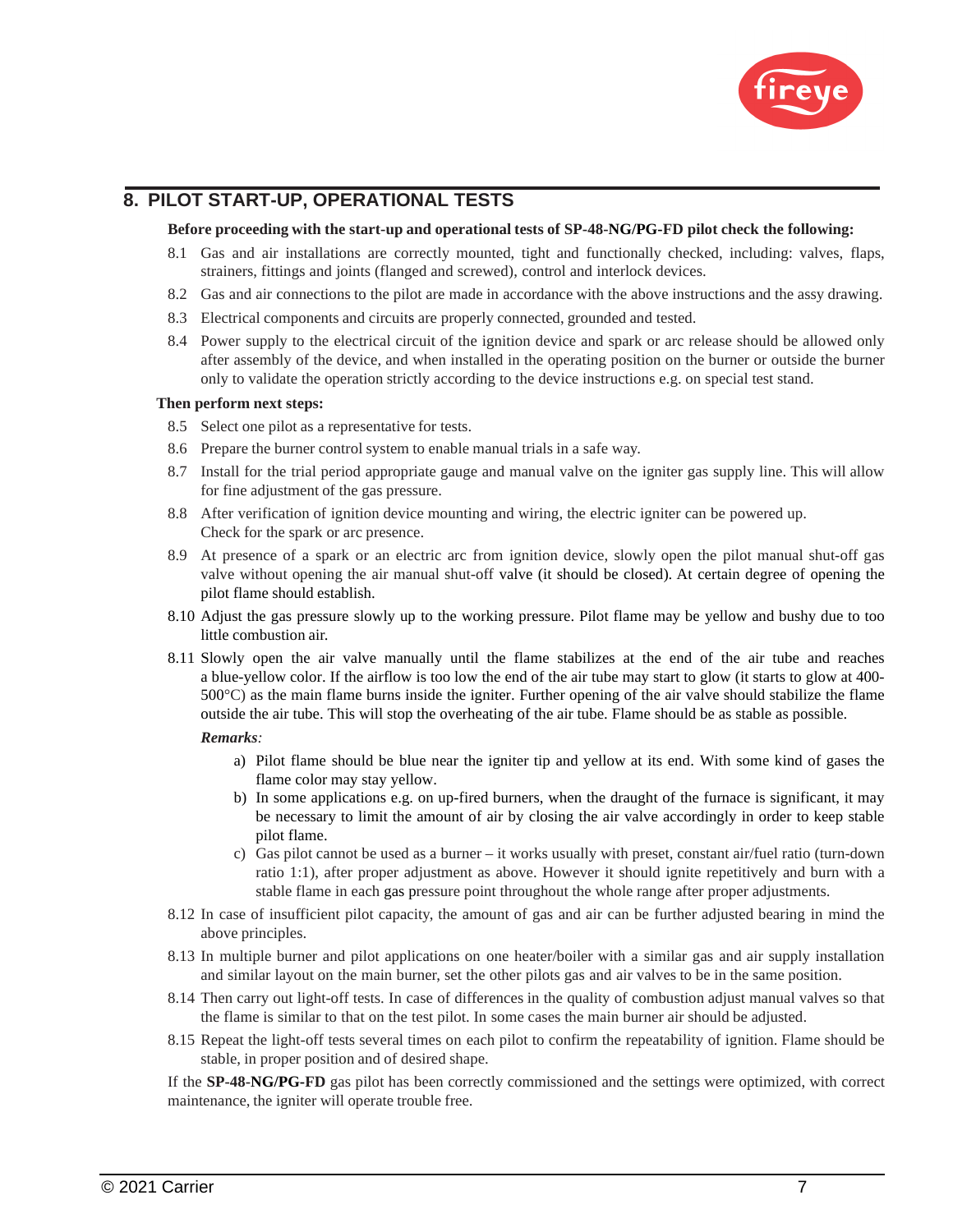## 8. PILOT START-UP, OPERATIONAL TESTS

**Before proceeding with the start-up and operational tests of SP-48-NG/PG-FD pilot check the following:**

8.1 Gas and air installations are correctly mounted, tight and functionally checked, including: valves, flaps, strainers, fittings and joints (flanged and screwed), control and interlock devices.

8.2 Gas and air connections to the pilot are made in accordance with the above instructions and the assy drawing.

8.3 Electrical components and circuits are properly connected, grounded and tested.

8.4 Power supply to the electrical circuit of the ignition device and spark or arc release should be allowed only after assembly of the device, and when installed in the operating position on the burner or outside the burner only to validate the operation strictly according to the device instructions e.g. on special test stand.

**Then perform next steps:**

8.5 Select one pilot as a representative for tests.

8.6 Prepare the burner control system to enable manual trials in a safe way.

8.7 Install for the trial period appropriate gauge and manual valve on the igniter gas supply line. This will allow for fine adjustment of the gas pressure.

8.8 After verification of ignition device mounting and wiring, the electric igniter can be powered up. Check for the spark or arc presence.

8.9 At presence of a spark or an electric arc from ignition device, slowly open the pilot manual shut-off gas valve without opening the air manual shut-off valve (it should be closed). At certain degree of opening the pilot flame should establish.

8.10 Adjust the gas pressure slowly up to the working pressure. Pilot flame may be yellow and bushy due to too little combustion air.

8.11 Slowly open the air valve manually until the flame stabilizes at the end of the air tube and reaches a blue-yellow color. If the airflow is too low the end of the air tube may start to glow (it starts to glow at 400-500°C) as the main flame burns inside the igniter. Further opening of the air valve should stabilize the flame outside the air tube. This will stop the overheating of the air tube. Flame should be as stable as possible.

*Remarks:*

a) Pilot flame should be blue near the igniter tip and yellow at its end. With some kind of gases the flame color may stay yellow.

b) In some applications e.g. on up-fired burners, when the draught of the furnace is significant, it may be necessary to limit the amount of air by closing the air valve accordingly in order to keep stable pilot flame.

c) Gas pilot cannot be used as a burner – it works usually with preset, constant air/fuel ratio (turn-down ratio 1:1), after proper adjustment as above. However it should ignite repetitively and burn with a stable flame in each gas pressure point throughout the whole range after proper adjustments.

8.12 In case of insufficient pilot capacity, the amount of gas and air can be further adjusted bearing in mind the above principles.

8.13 In multiple burner and pilot applications on one heater/boiler with a similar gas and air supply installation and similar layout on the main burner, set the other pilots gas and air valves to be in the same position.

8.14 Then carry out light-off tests. In case of differences in the quality of combustion adjust manual valves so that the flame is similar to that on the test pilot. In some cases the main burner air should be adjusted.

8.15 Repeat the light-off tests several times on each pilot to confirm the repeatability of ignition. Flame should be stable, in proper position and of desired shape.

If the **SP-48-NG/PG-FD** gas pilot has been correctly commissioned and the settings were optimized, with correct maintenance, the igniter will operate trouble free.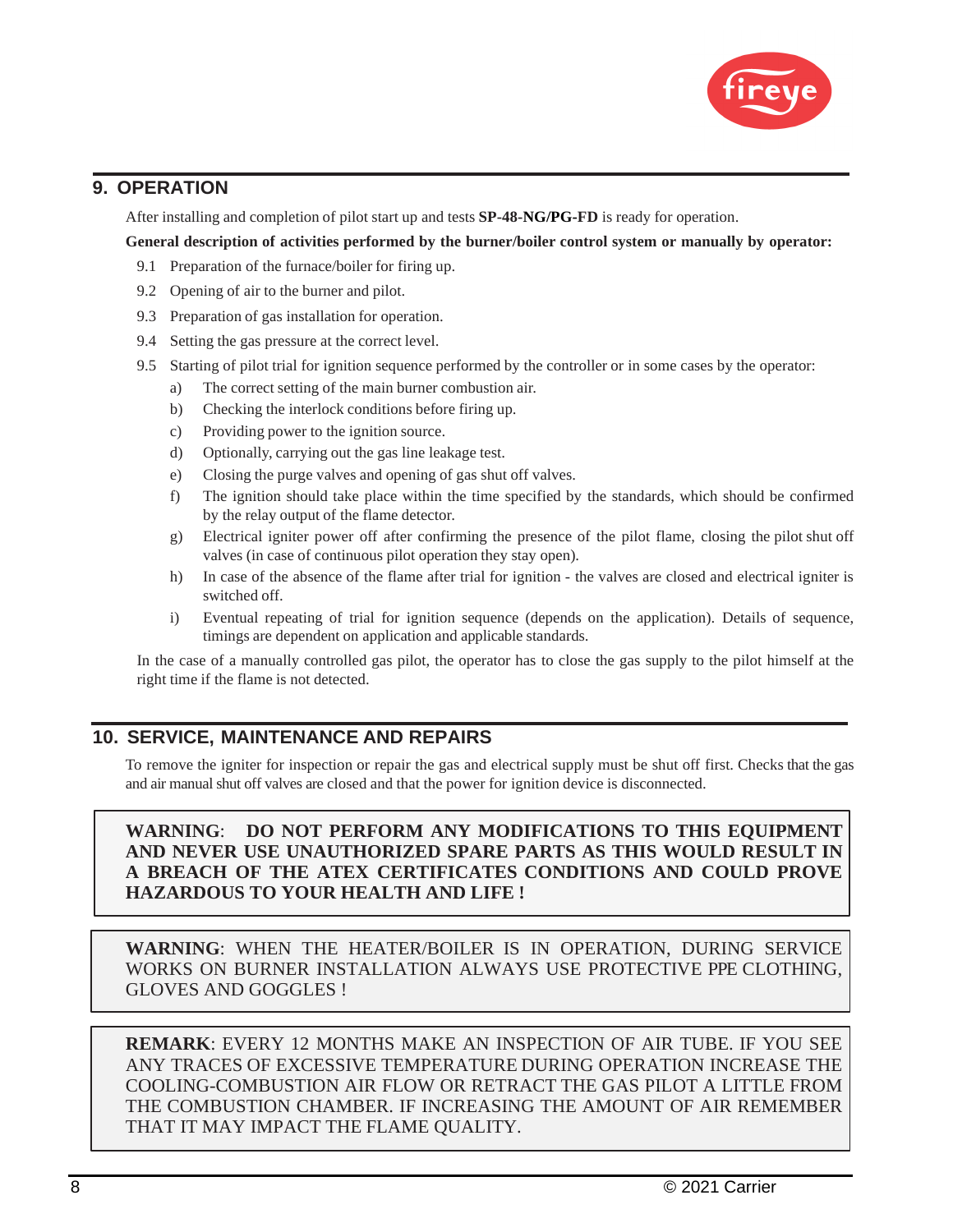## 9. OPERATION

After installing and completion of pilot start up and tests **SP-48-NG/PG-FD** is ready for operation.

**General description of activities performed by the burner/boiler control system or manually by operator:**

9.1 Preparation of the furnace/boiler for firing up.

9.2 Opening of air to the burner and pilot.

9.3 Preparation of gas installation for operation.

9.4 Setting the gas pressure at the correct level.

9.5 Starting of pilot trial for ignition sequence performed by the controller or in some cases by the operator:

a) The correct setting of the main burner combustion air.

b) Checking the interlock conditions before firing up.

c) Providing power to the ignition source.

d) Optionally, carrying out the gas line leakage test.

e) Closing the purge valves and opening of gas shut off valves.

f) The ignition should take place within the time specified by the standards, which should be confirmed by the relay output of the flame detector.

g) Electrical igniter power off after confirming the presence of the pilot flame, closing the pilot shut off valves (in case of continuous pilot operation they stay open).

h) In case of the absence of the flame after trial for ignition - the valves are closed and electrical igniter is switched off.

i) Eventual repeating of trial for ignition sequence (depends on the application). Details of sequence, timings are dependent on application and applicable standards.

In the case of a manually controlled gas pilot, the operator has to close the gas supply to the pilot himself at the right time if the flame is not detected.

## 10. SERVICE, MAINTENANCE AND REPAIRS

To remove the igniter for inspection or repair the gas and electrical supply must be shut off first. Checks that the gas and air manual shut off valves are closed and that the power for ignition device is disconnected.

> **WARNING**: **DO NOT PERFORM ANY MODIFICATIONS TO THIS EQUIPMENT AND NEVER USE UNAUTHORIZED SPARE PARTS AS THIS WOULD RESULT IN A BREACH OF THE ATEX CERTIFICATES CONDITIONS AND COULD PROVE HAZARDOUS TO YOUR HEALTH AND LIFE !**

> **WARNING**: WHEN THE HEATER/BOILER IS IN OPERATION, DURING SERVICE WORKS ON BURNER INSTALLATION ALWAYS USE PROTECTIVE PPE CLOTHING, GLOVES AND GOGGLES !

> **REMARK**: EVERY 12 MONTHS MAKE AN INSPECTION OF AIR TUBE. IF YOU SEE ANY TRACES OF EXCESSIVE TEMPERATURE DURING OPERATION INCREASE THE COOLING-COMBUSTION AIR FLOW OR RETRACT THE GAS PILOT A LITTLE FROM THE COMBUSTION CHAMBER. IF INCREASING THE AMOUNT OF AIR REMEMBER THAT IT MAY IMPACT THE FLAME QUALITY.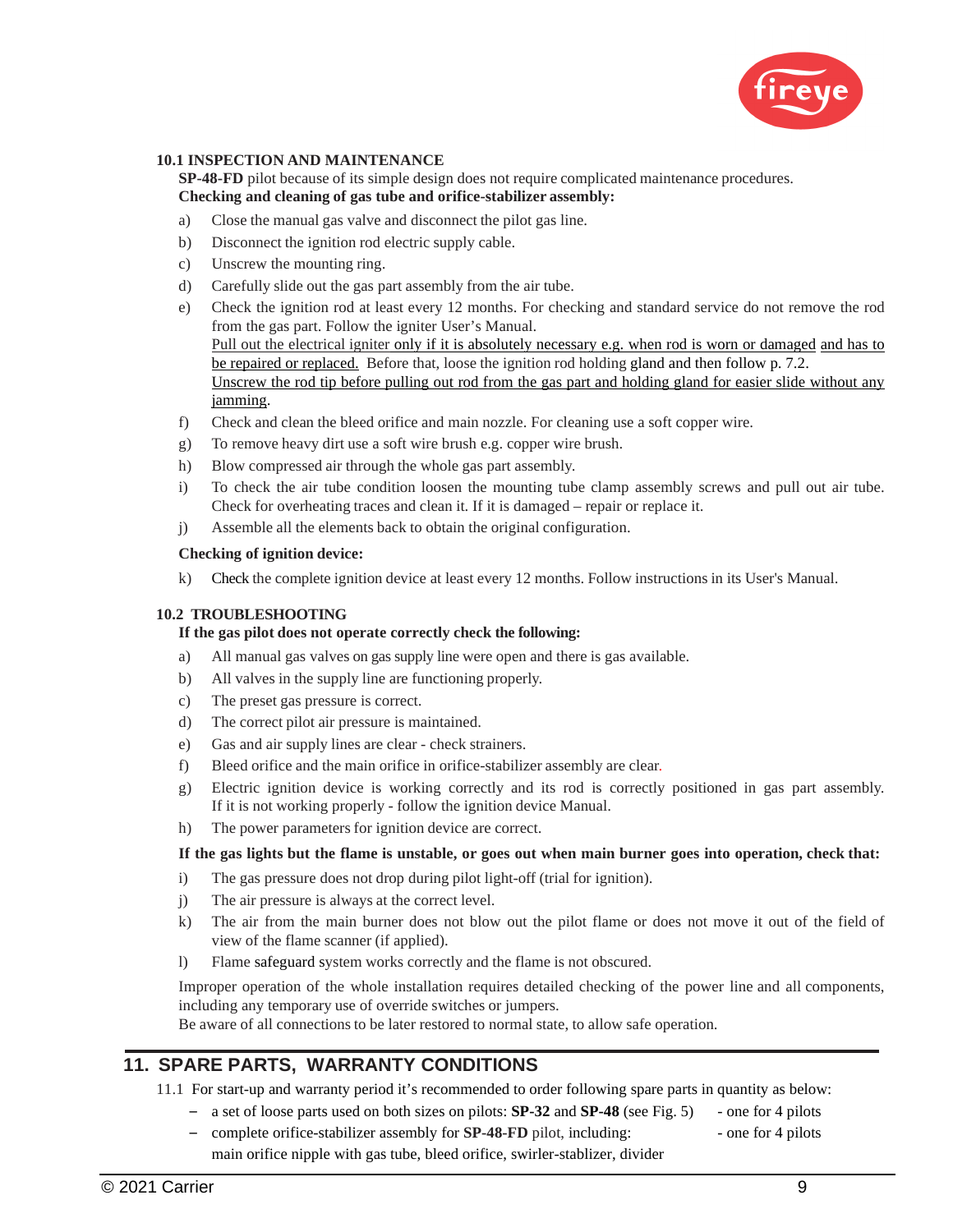### 10.1 INSPECTION AND MAINTENANCE

**SP-48-FD** pilot because of its simple design does not require complicated maintenance procedures.

**Checking and cleaning of gas tube and orifice-stabilizer assembly:**

a) Close the manual gas valve and disconnect the pilot gas line.

b) Disconnect the ignition rod electric supply cable.

c) Unscrew the mounting ring.

d) Carefully slide out the gas part assembly from the air tube.

e) Check the ignition rod at least every 12 months. For checking and standard service do not remove the rod from the gas part. Follow the igniter User's Manual.
Pull out the electrical igniter only if it is absolutely necessary e.g. when rod is worn or damaged and has to be repaired or replaced. Before that, loose the ignition rod holding gland and then follow p. 7.2.
Unscrew the rod tip before pulling out rod from the gas part and holding gland for easier slide without any jamming.

f) Check and clean the bleed orifice and main nozzle. For cleaning use a soft copper wire.

g) To remove heavy dirt use a soft wire brush e.g. copper wire brush.

h) Blow compressed air through the whole gas part assembly.

i) To check the air tube condition loosen the mounting tube clamp assembly screws and pull out air tube. Check for overheating traces and clean it. If it is damaged – repair or replace it.

j) Assemble all the elements back to obtain the original configuration.

**Checking of ignition device:**

k) Check the complete ignition device at least every 12 months. Follow instructions in its User's Manual.

### 10.2 TROUBLESHOOTING

**If the gas pilot does not operate correctly check the following:**

a) All manual gas valves on gas supply line were open and there is gas available.

b) All valves in the supply line are functioning properly.

c) The preset gas pressure is correct.

d) The correct pilot air pressure is maintained.

e) Gas and air supply lines are clear - check strainers.

f) Bleed orifice and the main orifice in orifice-stabilizer assembly are clear.

g) Electric ignition device is working correctly and its rod is correctly positioned in gas part assembly. If it is not working properly - follow the ignition device Manual.

h) The power parameters for ignition device are correct.

**If the gas lights but the flame is unstable, or goes out when main burner goes into operation, check that:**

i) The gas pressure does not drop during pilot light-off (trial for ignition).

j) The air pressure is always at the correct level.

k) The air from the main burner does not blow out the pilot flame or does not move it out of the field of view of the flame scanner (if applied).

l) Flame safeguard system works correctly and the flame is not obscured.

Improper operation of the whole installation requires detailed checking of the power line and all components, including any temporary use of override switches or jumpers.
Be aware of all connections to be later restored to normal state, to allow safe operation.

## 11. SPARE PARTS, WARRANTY CONDITIONS

11.1 For start-up and warranty period it's recommended to order following spare parts in quantity as below:

- a set of loose parts used on both sizes on pilots: **SP-32** and **SP-48** (see Fig. 5) - one for 4 pilots
- complete orifice-stabilizer assembly for **SP-48-FD** pilot, including: - one for 4 pilots
  main orifice nipple with gas tube, bleed orifice, swirler-stablizer, divider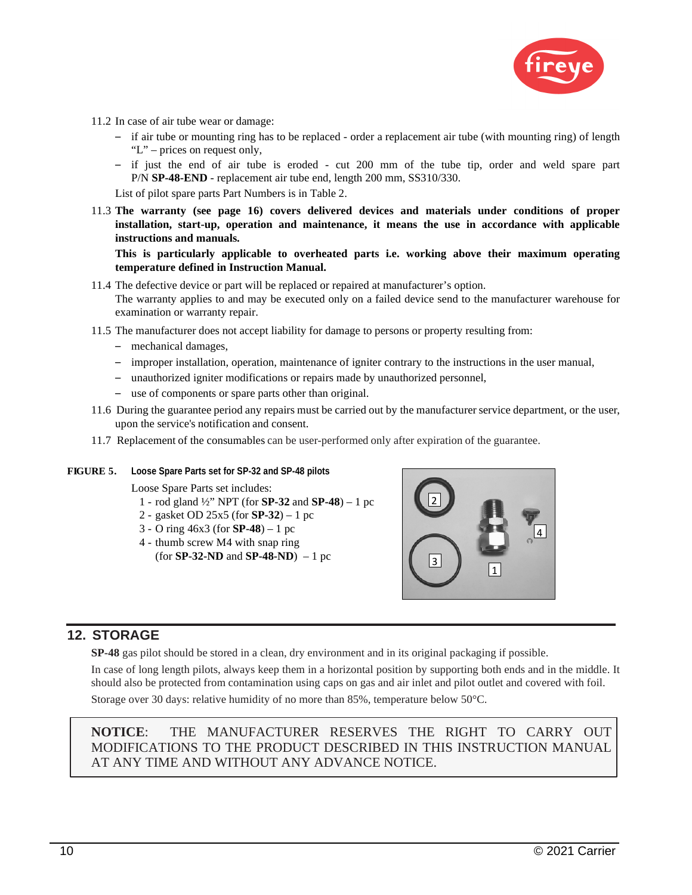11.2 In case of air tube wear or damage:

- if air tube or mounting ring has to be replaced - order a replacement air tube (with mounting ring) of length "L" – prices on request only,
- if just the end of air tube is eroded - cut 200 mm of the tube tip, order and weld spare part P/N **SP-48-END** - replacement air tube end, length 200 mm, SS310/330.

List of pilot spare parts Part Numbers is in Table 2.

11.3 **The warranty (see page 16) covers delivered devices and materials under conditions of proper installation, start-up, operation and maintenance, it means the use in accordance with applicable instructions and manuals.**

**This is particularly applicable to overheated parts i.e. working above their maximum operating temperature defined in Instruction Manual.**

11.4 The defective device or part will be replaced or repaired at manufacturer's option.
The warranty applies to and may be executed only on a failed device send to the manufacturer warehouse for examination or warranty repair.

11.5 The manufacturer does not accept liability for damage to persons or property resulting from:

- mechanical damages,
- improper installation, operation, maintenance of igniter contrary to the instructions in the user manual,
- unauthorized igniter modifications or repairs made by unauthorized personnel,
- use of components or spare parts other than original.

11.6 During the guarantee period any repairs must be carried out by the manufacturer service department, or the user, upon the service's notification and consent.

11.7 Replacement of the consumables can be user-performed only after expiration of the guarantee.

**FIGURE 5. Loose Spare Parts set for SP-32 and SP-48 pilots**

Loose Spare Parts set includes:

1 - rod gland ½" NPT (for **SP-32** and **SP-48**) – 1 pc
2 - gasket OD 25x5 (for **SP-32**) – 1 pc
3 - O ring 46x3 (for **SP-48**) – 1 pc
4 - thumb screw M4 with snap ring
(for **SP-32-ND** and **SP-48-ND**) – 1 pc

## 12. STORAGE

**SP-48** gas pilot should be stored in a clean, dry environment and in its original packaging if possible.

In case of long length pilots, always keep them in a horizontal position by supporting both ends and in the middle. It should also be protected from contamination using caps on gas and air inlet and pilot outlet and covered with foil.

Storage over 30 days: relative humidity of no more than 85%, temperature below 50°C.

> **NOTICE**: THE MANUFACTURER RESERVES THE RIGHT TO CARRY OUT MODIFICATIONS TO THE PRODUCT DESCRIBED IN THIS INSTRUCTION MANUAL AT ANY TIME AND WITHOUT ANY ADVANCE NOTICE.

© 2021 Carrier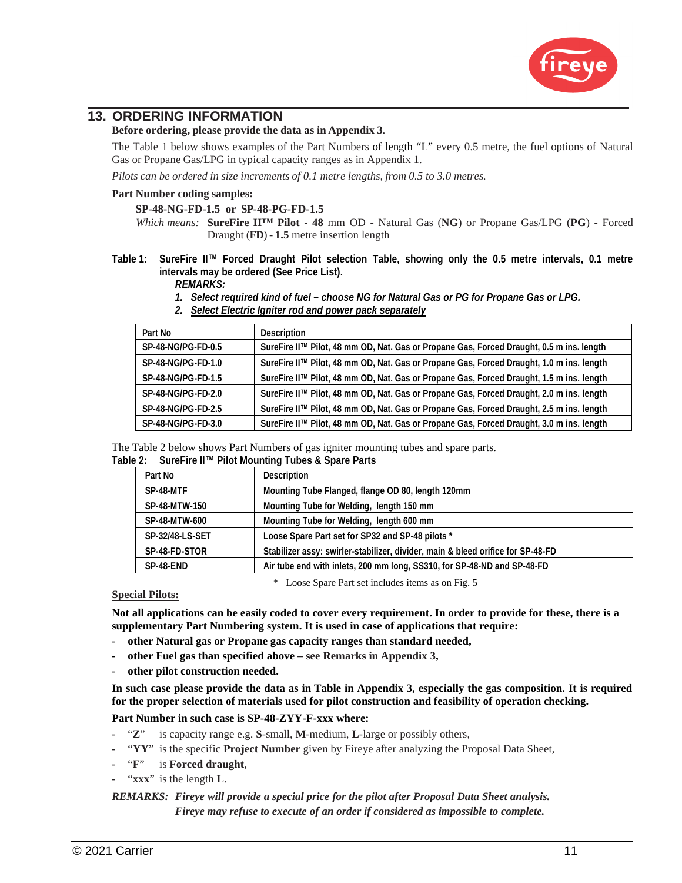## 13. ORDERING INFORMATION

**Before ordering, please provide the data as in Appendix 3**.

The Table 1 below shows examples of the Part Numbers of length "L" every 0.5 metre, the fuel options of Natural Gas or Propane Gas/LPG in typical capacity ranges as in Appendix 1.

*Pilots can be ordered in size increments of 0.1 metre lengths, from 0.5 to 3.0 metres.*

**Part Number coding samples:**

**SP-48-NG-FD-1.5 or SP-48-PG-FD-1.5**

*Which means:* **SureFire II™ Pilot** - **48** mm OD - Natural Gas (**NG**) or Propane Gas/LPG (**PG**) - Forced Draught (**FD**) - **1.5** metre insertion length

**Table 1: SureFire II™ Forced Draught Pilot selection Table, showing only the 0.5 metre intervals, 0.1 metre intervals may be ordered (See Price List).**

***REMARKS:***

1. ***Select required kind of fuel – choose NG for Natural Gas or PG for Propane Gas or LPG.***
2. ***Select Electric Igniter rod and power pack separately***

| Part No | Description |
|---|---|
| SP-48-NG/PG-FD-0.5 | SureFire II™ Pilot, 48 mm OD, Nat. Gas or Propane Gas, Forced Draught, 0.5 m ins. length |
| SP-48-NG/PG-FD-1.0 | SureFire II™ Pilot, 48 mm OD, Nat. Gas or Propane Gas, Forced Draught, 1.0 m ins. length |
| SP-48-NG/PG-FD-1.5 | SureFire II™ Pilot, 48 mm OD, Nat. Gas or Propane Gas, Forced Draught, 1.5 m ins. length |
| SP-48-NG/PG-FD-2.0 | SureFire II™ Pilot, 48 mm OD, Nat. Gas or Propane Gas, Forced Draught, 2.0 m ins. length |
| SP-48-NG/PG-FD-2.5 | SureFire II™ Pilot, 48 mm OD, Nat. Gas or Propane Gas, Forced Draught, 2.5 m ins. length |
| SP-48-NG/PG-FD-3.0 | SureFire II™ Pilot, 48 mm OD, Nat. Gas or Propane Gas, Forced Draught, 3.0 m ins. length |

The Table 2 below shows Part Numbers of gas igniter mounting tubes and spare parts.

**Table 2: SureFire II™ Pilot Mounting Tubes & Spare Parts**

| Part No | Description |
|---|---|
| SP-48-MTF | Mounting Tube Flanged, flange OD 80, length 120mm |
| SP-48-MTW-150 | Mounting Tube for Welding, length 150 mm |
| SP-48-MTW-600 | Mounting Tube for Welding, length 600 mm |
| SP-32/48-LS-SET | Loose Spare Part set for SP32 and SP-48 pilots * |
| SP-48-FD-STOR | Stabilizer assy: swirler-stabilizer, divider, main & bleed orifice for SP-48-FD |
| SP-48-END | Air tube end with inlets, 200 mm long, SS310, for SP-48-ND and SP-48-FD |

\* Loose Spare Part set includes items as on Fig. 5

**Special Pilots:**

**Not all applications can be easily coded to cover every requirement. In order to provide for these, there is a supplementary Part Numbering system. It is used in case of applications that require:**

- **other Natural gas or Propane gas capacity ranges than standard needed,**
- **other Fuel gas than specified above – see Remarks in Appendix 3,**
- **other pilot construction needed.**

**In such case please provide the data as in Table in Appendix 3, especially the gas composition. It is required for the proper selection of materials used for pilot construction and feasibility of operation checking.**

**Part Number in such case is SP-48-ZYY-F-xxx where:**

- "**Z**" is capacity range e.g. **S**-small, **M**-medium, **L**-large or possibly others,
- "**YY**" is the specific **Project Number** given by Fireye after analyzing the Proposal Data Sheet,
- "**F**" is **Forced draught**,
- "**xxx**" is the length **L**.

***REMARKS: Fireye will provide a special price for the pilot after Proposal Data Sheet analysis. Fireye may refuse to execute of an order if considered as impossible to complete.***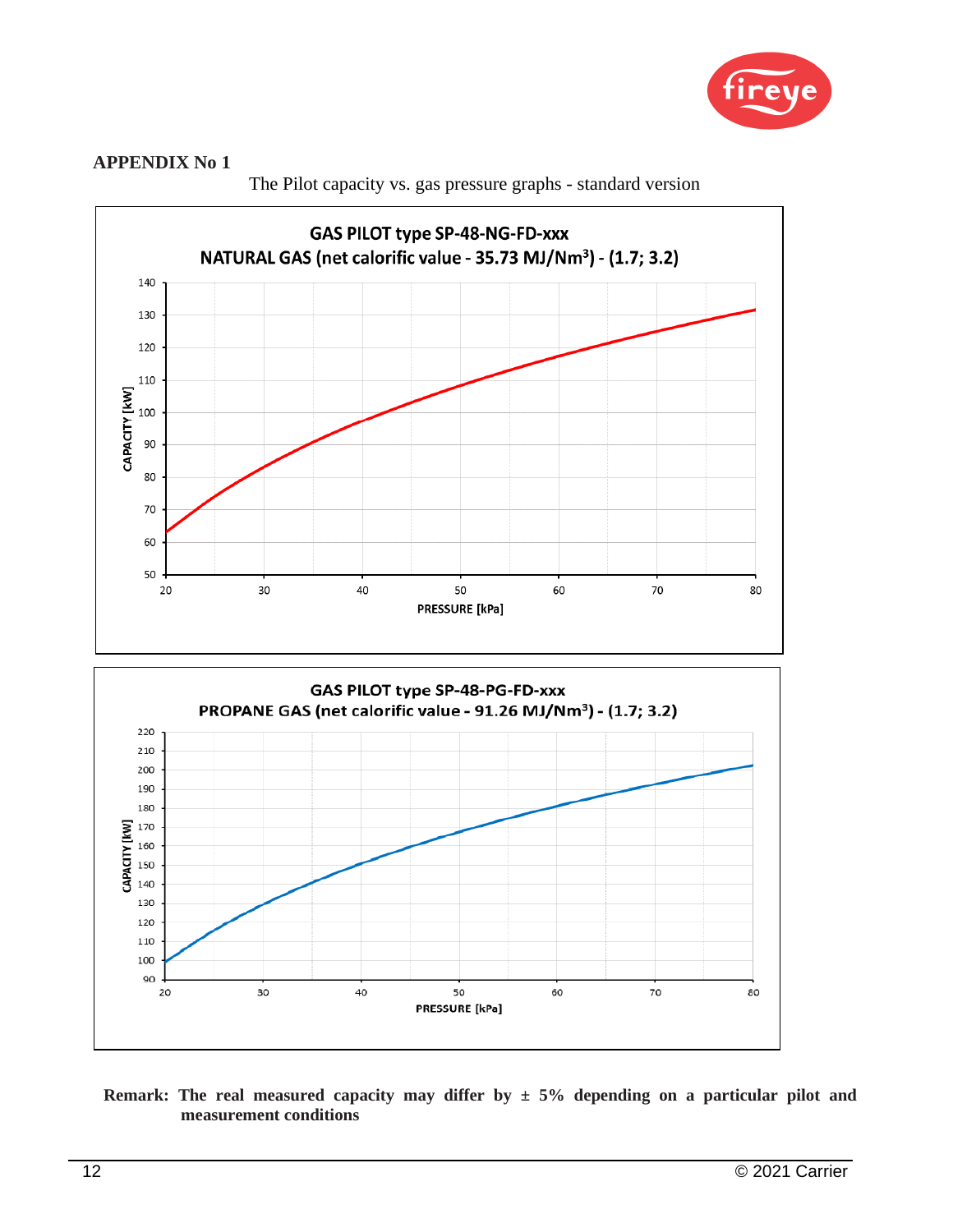**APPENDIX No 1**

The Pilot capacity vs. gas pressure graphs - standard version

GAS PILOT type SP-48-NG-FD-xxx
NATURAL GAS (net calorific value - 35.73 MJ/Nm³) - (1.7; 3.2)

CAPACITY [kW]

PRESSURE [kPa]

GAS PILOT type SP-48-PG-FD-xxx
PROPANE GAS (net calorific value - 91.26 MJ/Nm³) - (1.7; 3.2)

CAPACITY [kW]

PRESSURE [kPa]

**Remark: The real measured capacity may differ by ± 5% depending on a particular pilot and measurement conditions**

© 2021 Carrier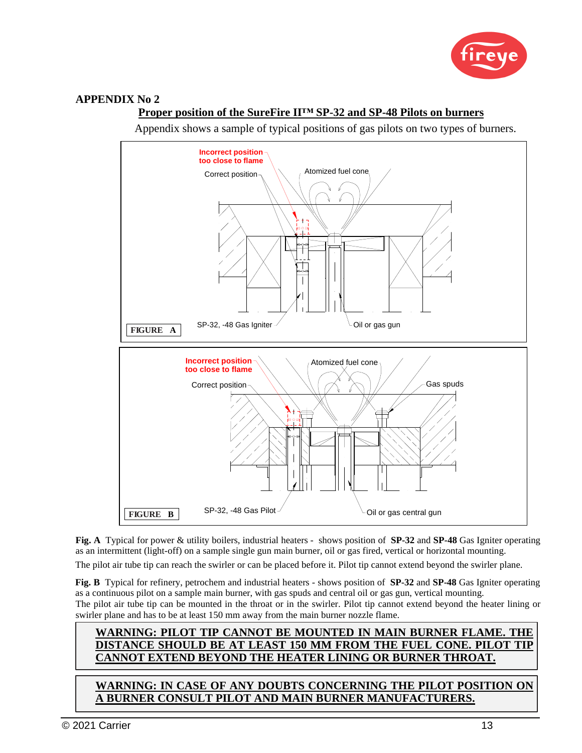## APPENDIX No 2

### Proper position of the SureFire II™ SP-32 and SP-48 Pilots on burners

Appendix shows a sample of typical positions of gas pilots on two types of burners.

Incorrect position too close to flame

Correct position

Atomized fuel cone

FIGURE A

SP-32, -48 Gas Igniter

Oil or gas gun

Incorrect position too close to flame

Atomized fuel cone

Correct position

Gas spuds

FIGURE B

SP-32, -48 Gas Pilot

Oil or gas central gun

**Fig. A** Typical for power & utility boilers, industrial heaters - shows position of **SP-32** and **SP-48** Gas Igniter operating as an intermittent (light-off) on a sample single gun main burner, oil or gas fired, vertical or horizontal mounting.

The pilot air tube tip can reach the swirler or can be placed before it. Pilot tip cannot extend beyond the swirler plane.

**Fig. B** Typical for refinery, petrochem and industrial heaters - shows position of **SP-32** and **SP-48** Gas Igniter operating as a continuous pilot on a sample main burner, with gas spuds and central oil or gas gun, vertical mounting.
The pilot air tube tip can be mounted in the throat or in the swirler. Pilot tip cannot extend beyond the heater lining or swirler plane and has to be at least 150 mm away from the main burner nozzle flame.

**WARNING: PILOT TIP CANNOT BE MOUNTED IN MAIN BURNER FLAME. THE DISTANCE SHOULD BE AT LEAST 150 MM FROM THE FUEL CONE. PILOT TIP CANNOT EXTEND BEYOND THE HEATER LINING OR BURNER THROAT.**

**WARNING: IN CASE OF ANY DOUBTS CONCERNING THE PILOT POSITION ON A BURNER CONSULT PILOT AND MAIN BURNER MANUFACTURERS.**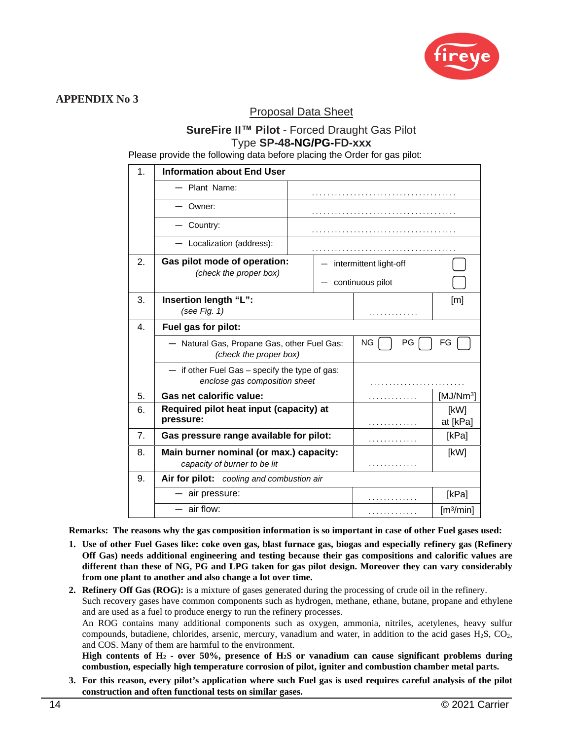**APPENDIX No 3**

## Proposal Data Sheet

### SureFire II™ Pilot - Forced Draught Gas Pilot
### Type SP-48-NG/PG-FD-xxx

Please provide the following data before placing the Order for gas pilot:

| | | | |
|---|---|---|---|
| 1. | **Information about End User** | | |
| | — Plant Name: | ..................................... | |
| | — Owner: | ..................................... | |
| | — Country: | ..................................... | |
| | — Localization (address): | ..................................... | |
| 2. | **Gas pilot mode of operation:** *(check the proper box)* | — intermittent light-off ☐ <br> — continuous pilot ☐ | |
| 3. | **Insertion length "L":** *(see Fig. 1)* | ............. | [m] |
| 4. | **Fuel gas for pilot:** | | |
| | — Natural Gas, Propane Gas, other Fuel Gas: *(check the proper box)* | NG ☐ PG ☐ FG ☐ | |
| | — if other Fuel Gas – specify the type of gas: *enclose gas composition sheet* | ......................... | |
| 5. | **Gas net calorific value:** | ............. | [MJ/Nm³] |
| 6. | **Required pilot heat input (capacity) at pressure:** | ............. | [kW] at [kPa] |
| 7. | **Gas pressure range available for pilot:** | ............. | [kPa] |
| 8. | **Main burner nominal (or max.) capacity:** *capacity of burner to be lit* | ............. | [kW] |
| 9. | **Air for pilot:** *cooling and combustion air* | | |
| | — air pressure: | ............. | [kPa] |
| | — air flow: | ............. | [m³/min] |

**Remarks: The reasons why the gas composition information is so important in case of other Fuel gases used:**

1. **Use of other Fuel Gases like: coke oven gas, blast furnace gas, biogas and especially refinery gas (Refinery Off Gas) needs additional engineering and testing because their gas compositions and calorific values are different than these of NG, PG and LPG taken for gas pilot design. Moreover they can vary considerably from one plant to another and also change a lot over time.**
2. **Refinery Off Gas (ROG):** is a mixture of gases generated during the processing of crude oil in the refinery. Such recovery gases have common components such as hydrogen, methane, ethane, butane, propane and ethylene and are used as a fuel to produce energy to run the refinery processes.
   An ROG contains many additional components such as oxygen, ammonia, nitriles, acetylenes, heavy sulfur compounds, butadiene, chlorides, arsenic, mercury, vanadium and water, in addition to the acid gases $H_2S$, $CO_2$, and COS. Many of them are harmful to the environment.
   **High contents of $H_2$ - over 50%, presence of $H_2S$ or vanadium can cause significant problems during combustion, especially high temperature corrosion of pilot, igniter and combustion chamber metal parts.**
3. **For this reason, every pilot's application where such Fuel gas is used requires careful analysis of the pilot construction and often functional tests on similar gases.**

© 2021 Carrier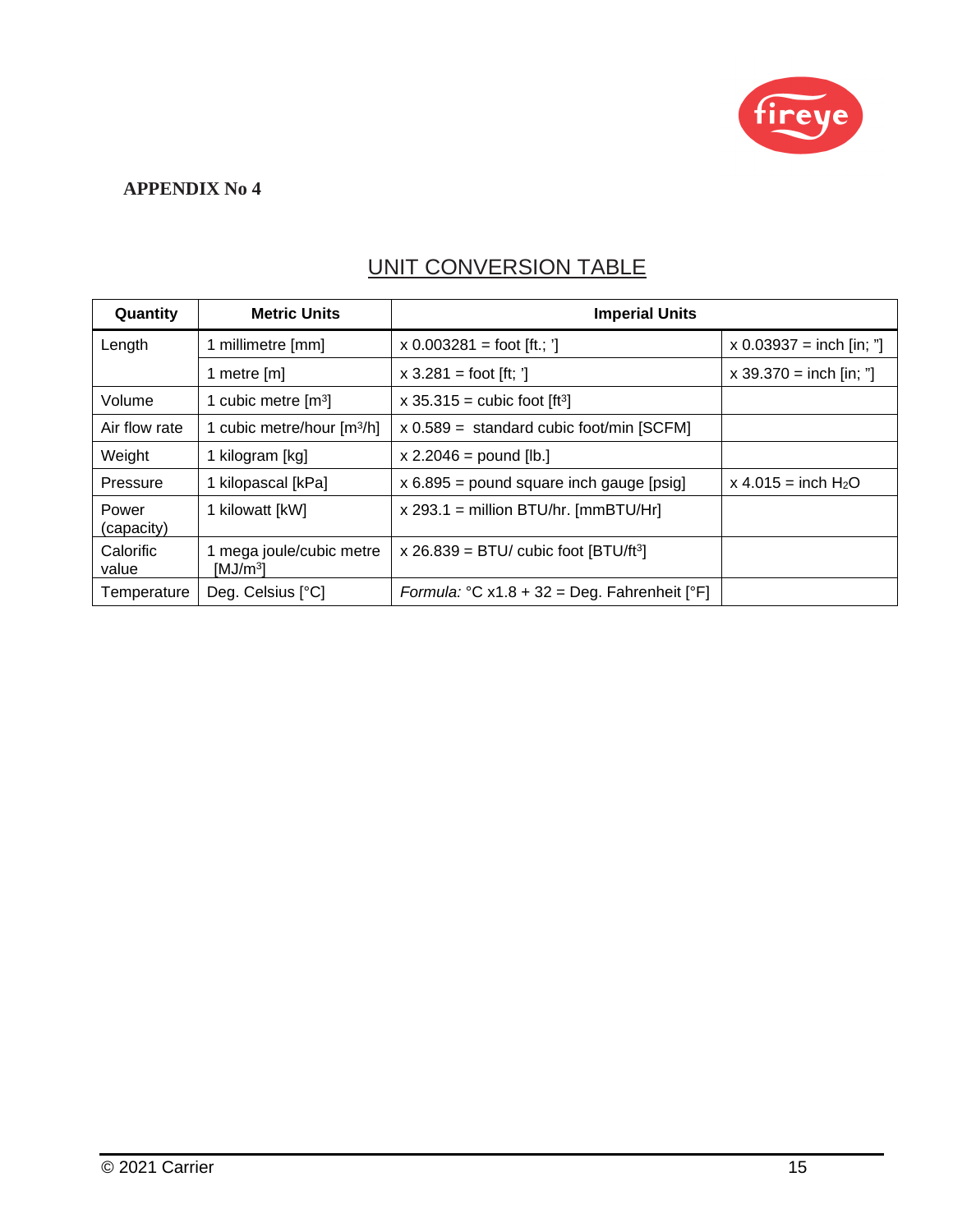**APPENDIX No 4**

## UNIT CONVERSION TABLE

| Quantity | Metric Units | Imperial Units | |
|---|---|---|---|
| Length | 1 millimetre [mm] | x 0.003281 = foot [ft.; '] | x 0.03937 = inch [in; "] |
| | 1 metre [m] | x 3.281 = foot [ft; '] | x 39.370 = inch [in; "] |
| Volume | 1 cubic metre [$m^3$] | x 35.315 = cubic foot [$ft^3$] | |
| Air flow rate | 1 cubic metre/hour [$m^3/h$] | x 0.589 = standard cubic foot/min [SCFM] | |
| Weight | 1 kilogram [kg] | x 2.2046 = pound [lb.] | |
| Pressure | 1 kilopascal [kPa] | x 6.895 = pound square inch gauge [psig] | x 4.015 = inch $H_2O$ |
| Power (capacity) | 1 kilowatt [kW] | x 293.1 = million BTU/hr. [mmBTU/Hr] | |
| Calorific value | 1 mega joule/cubic metre [$MJ/m^3$] | x 26.839 = BTU/ cubic foot [$BTU/ft^3$] | |
| Temperature | Deg. Celsius [°C] | *Formula:* °C x1.8 + 32 = Deg. Fahrenheit [°F] | |

© 2021 Carrier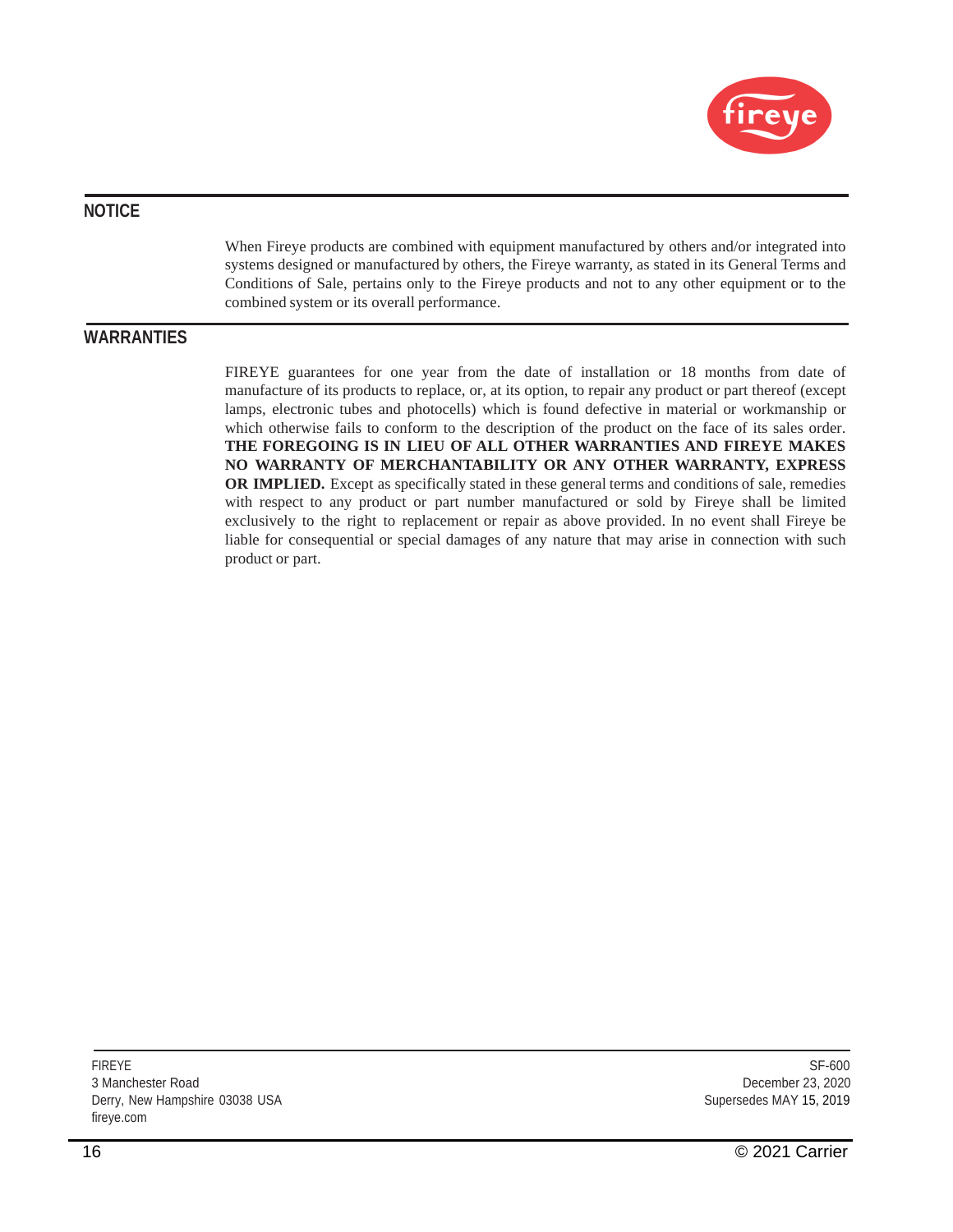## NOTICE

When Fireye products are combined with equipment manufactured by others and/or integrated into systems designed or manufactured by others, the Fireye warranty, as stated in its General Terms and Conditions of Sale, pertains only to the Fireye products and not to any other equipment or to the combined system or its overall performance.

## WARRANTIES

FIREYE guarantees for one year from the date of installation or 18 months from date of manufacture of its products to replace, or, at its option, to repair any product or part thereof (except lamps, electronic tubes and photocells) which is found defective in material or workmanship or which otherwise fails to conform to the description of the product on the face of its sales order. **THE FOREGOING IS IN LIEU OF ALL OTHER WARRANTIES AND FIREYE MAKES NO WARRANTY OF MERCHANTABILITY OR ANY OTHER WARRANTY, EXPRESS OR IMPLIED.** Except as specifically stated in these general terms and conditions of sale, remedies with respect to any product or part number manufactured or sold by Fireye shall be limited exclusively to the right to replacement or repair as above provided. In no event shall Fireye be liable for consequential or special damages of any nature that may arise in connection with such product or part.

FIREYE
3 Manchester Road
Derry, New Hampshire 03038 USA
fireye.com

SF-600
December 23, 2020
Supersedes MAY 15, 2019

© 2021 Carrier